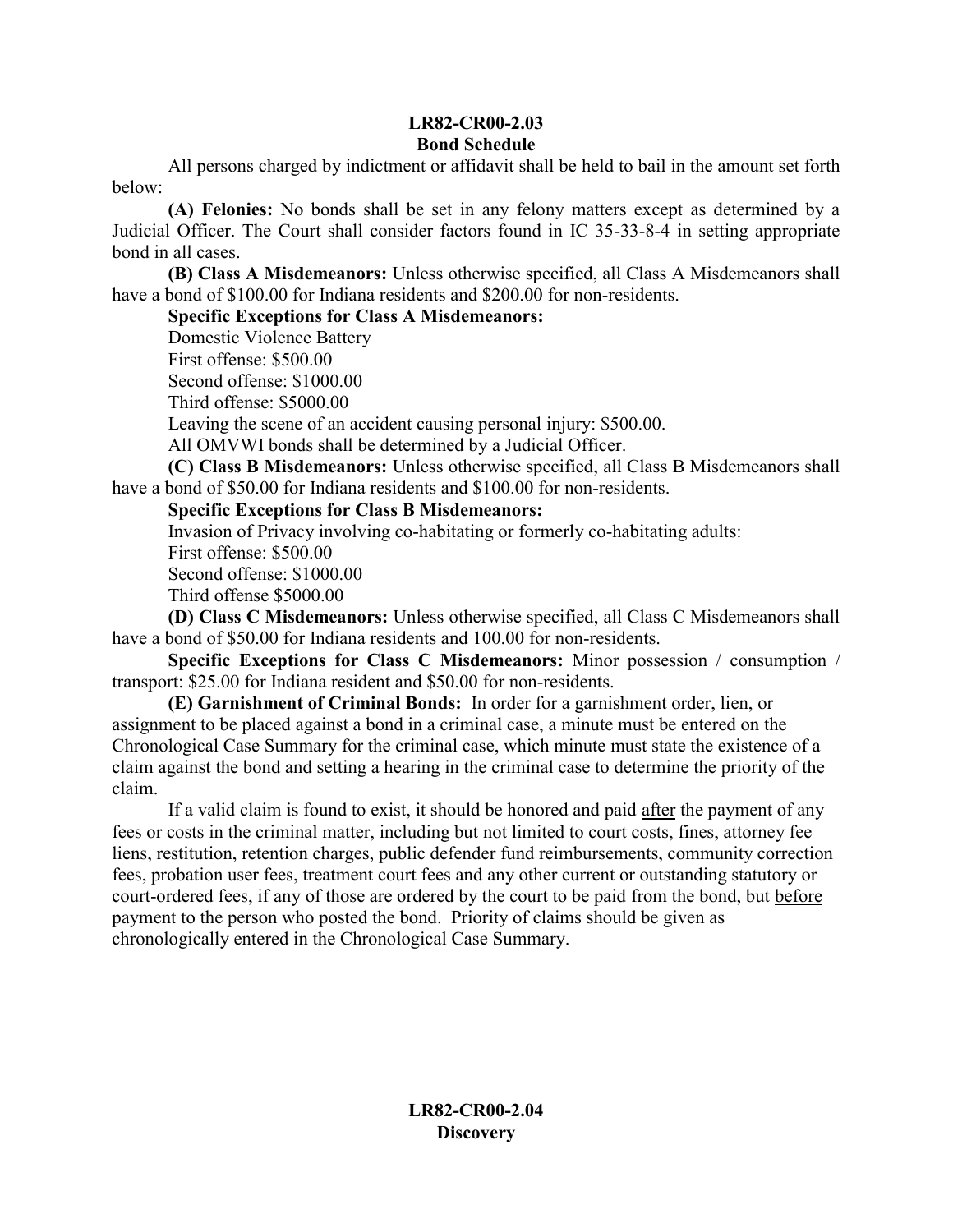## LR82-CR00-2.03
## Bond Schedule

All persons charged by indictment or affidavit shall be held to bail in the amount set forth below:

**(A) Felonies:** No bonds shall be set in any felony matters except as determined by a Judicial Officer. The Court shall consider factors found in IC 35-33-8-4 in setting appropriate bond in all cases.

**(B) Class A Misdemeanors:** Unless otherwise specified, all Class A Misdemeanors shall have a bond of $100.00 for Indiana residents and $200.00 for non-residents.

**Specific Exceptions for Class A Misdemeanors:**

Domestic Violence Battery

First offense: $500.00

Second offense: $1000.00

Third offense: $5000.00

Leaving the scene of an accident causing personal injury: $500.00.

All OMVWI bonds shall be determined by a Judicial Officer.

**(C) Class B Misdemeanors:** Unless otherwise specified, all Class B Misdemeanors shall have a bond of $50.00 for Indiana residents and $100.00 for non-residents.

**Specific Exceptions for Class B Misdemeanors:**

Invasion of Privacy involving co-habitating or formerly co-habitating adults:

First offense: $500.00

Second offense: $1000.00

Third offense $5000.00

**(D) Class C Misdemeanors:** Unless otherwise specified, all Class C Misdemeanors shall have a bond of $50.00 for Indiana residents and 100.00 for non-residents.

**Specific Exceptions for Class C Misdemeanors:** Minor possession / consumption / transport: $25.00 for Indiana resident and $50.00 for non-residents.

**(E) Garnishment of Criminal Bonds:** In order for a garnishment order, lien, or assignment to be placed against a bond in a criminal case, a minute must be entered on the Chronological Case Summary for the criminal case, which minute must state the existence of a claim against the bond and setting a hearing in the criminal case to determine the priority of the claim.

If a valid claim is found to exist, it should be honored and paid after the payment of any fees or costs in the criminal matter, including but not limited to court costs, fines, attorney fee liens, restitution, retention charges, public defender fund reimbursements, community correction fees, probation user fees, treatment court fees and any other current or outstanding statutory or court-ordered fees, if any of those are ordered by the court to be paid from the bond, but before payment to the person who posted the bond. Priority of claims should be given as chronologically entered in the Chronological Case Summary.

## LR82-CR00-2.04
## Discovery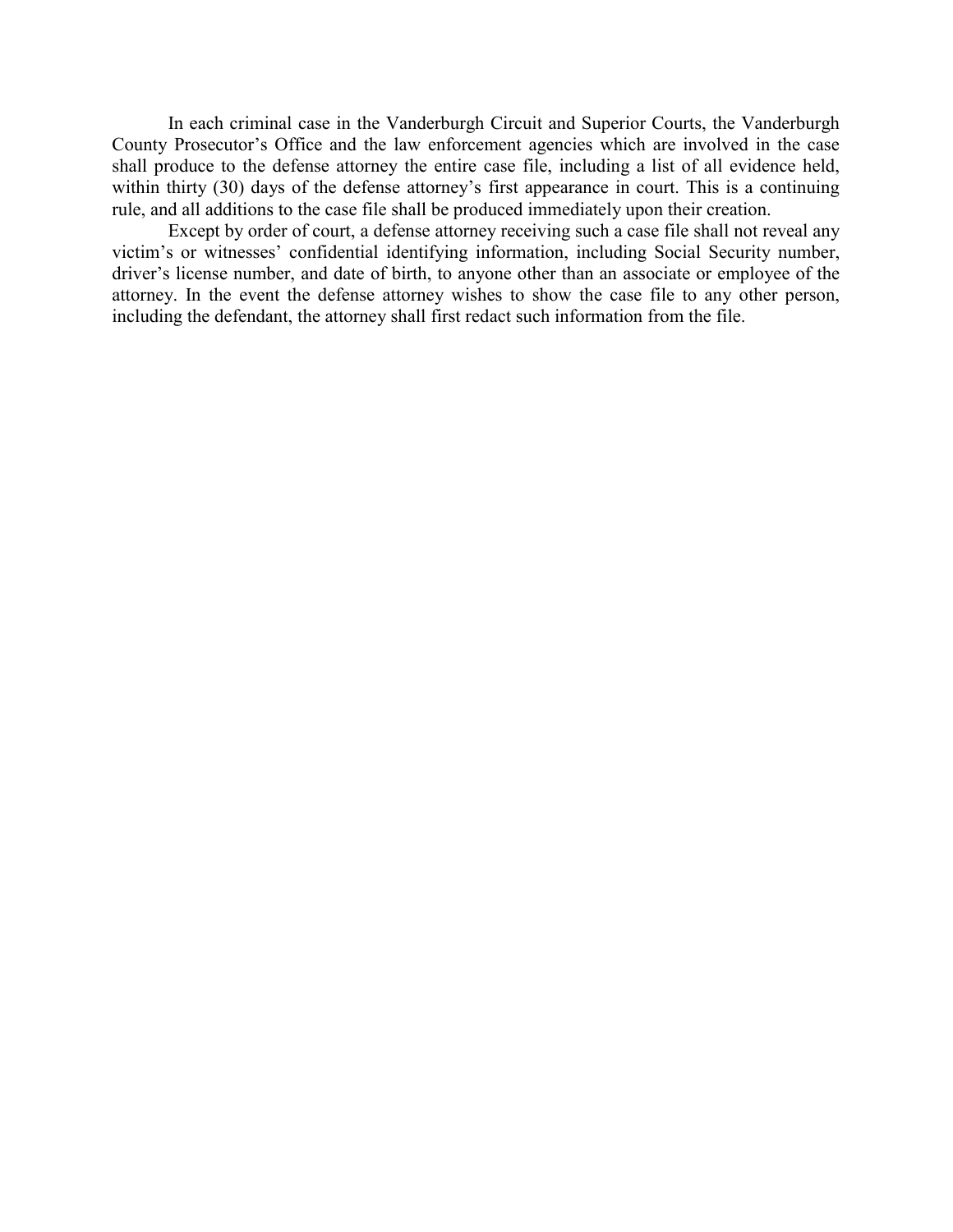In each criminal case in the Vanderburgh Circuit and Superior Courts, the Vanderburgh County Prosecutor's Office and the law enforcement agencies which are involved in the case shall produce to the defense attorney the entire case file, including a list of all evidence held, within thirty (30) days of the defense attorney's first appearance in court. This is a continuing rule, and all additions to the case file shall be produced immediately upon their creation.

Except by order of court, a defense attorney receiving such a case file shall not reveal any victim's or witnesses' confidential identifying information, including Social Security number, driver's license number, and date of birth, to anyone other than an associate or employee of the attorney. In the event the defense attorney wishes to show the case file to any other person, including the defendant, the attorney shall first redact such information from the file.